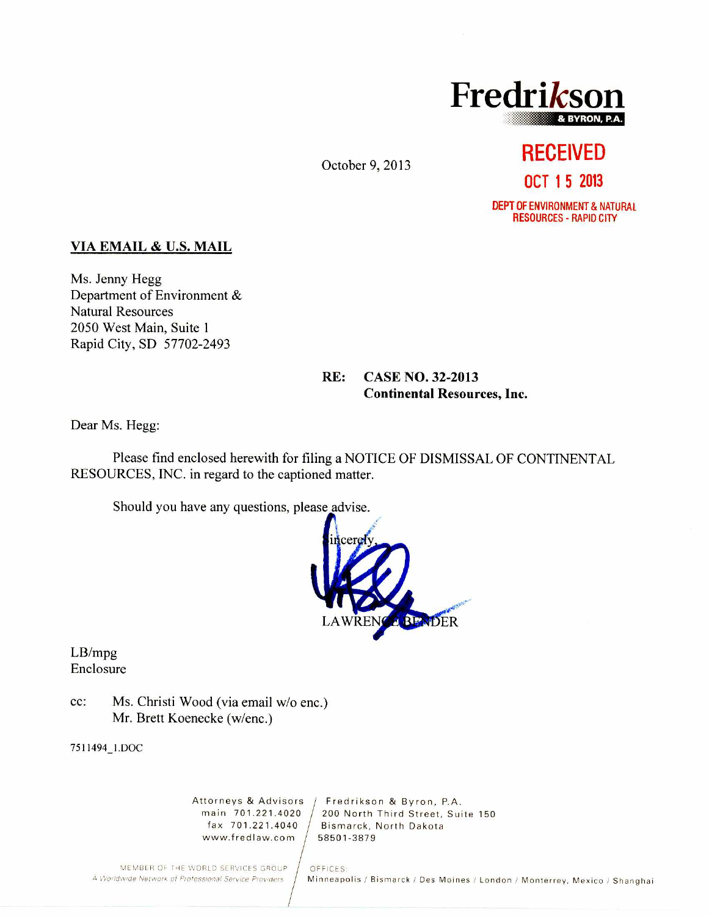Fredrikson & BYRON, P.A.

October 9, 2013

RECEIVED

OCT 15 2013

DEPT OF ENVIRONMENT & NATURAL RESOURCES - RAPID CITY

**VIA EMAIL & U.S. MAIL**

Ms. Jenny Hegg
Department of Environment &
Natural Resources
2050 West Main, Suite 1
Rapid City, SD 57702-2493

**RE: CASE NO. 32-2013**
**Continental Resources, Inc.**

Dear Ms. Hegg:

Please find enclosed herewith for filing a NOTICE OF DISMISSAL OF CONTINENTAL RESOURCES, INC. in regard to the captioned matter.

Should you have any questions, please advise.

Sincerely,

LAWRENCE BENDER

LB/mpg
Enclosure

cc: Ms. Christi Wood (via email w/o enc.)
Mr. Brett Koenecke (w/enc.)

7511494_1.DOC

Attorneys & Advisors
main 701.221.4020
fax 701.221.4040
www.fredlaw.com

Fredrikson & Byron, P.A.
200 North Third Street, Suite 150
Bismarck, North Dakota
58501-3879

MEMBER OF THE WORLD SERVICES GROUP
*A Worldwide Network of Professional Service Providers*

OFFICES:
Minneapolis / Bismarck / Des Moines / London / Monterrey, Mexico / Shanghai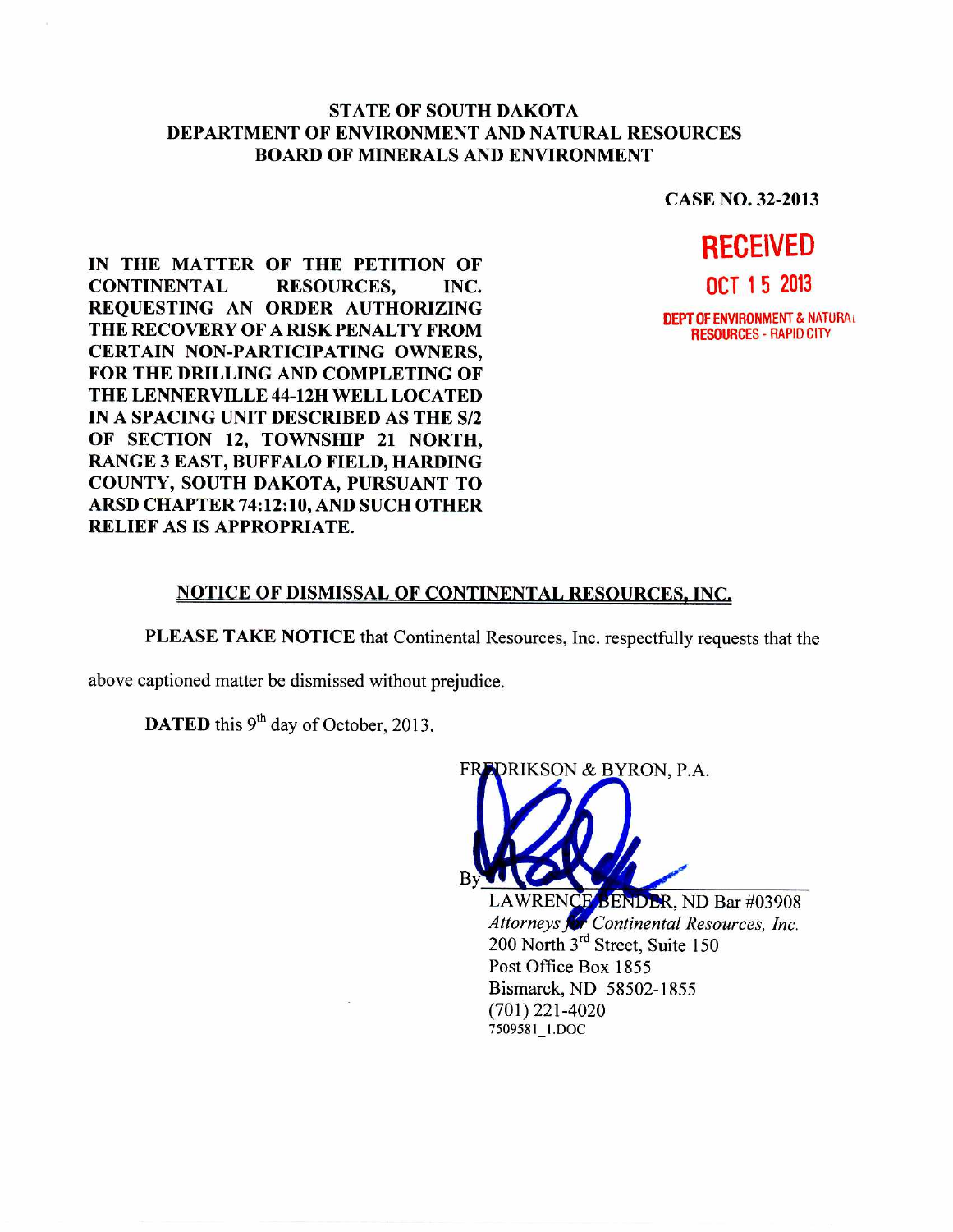**STATE OF SOUTH DAKOTA**
**DEPARTMENT OF ENVIRONMENT AND NATURAL RESOURCES**
**BOARD OF MINERALS AND ENVIRONMENT**

**CASE NO. 32-2013**

**RECEIVED**
**OCT 15 2013**
**DEPT OF ENVIRONMENT & NATURAL RESOURCES - RAPID CITY**

**IN THE MATTER OF THE PETITION OF CONTINENTAL RESOURCES, INC. REQUESTING AN ORDER AUTHORIZING THE RECOVERY OF A RISK PENALTY FROM CERTAIN NON-PARTICIPATING OWNERS, FOR THE DRILLING AND COMPLETING OF THE LENNERVILLE 44-12H WELL LOCATED IN A SPACING UNIT DESCRIBED AS THE S/2 OF SECTION 12, TOWNSHIP 21 NORTH, RANGE 3 EAST, BUFFALO FIELD, HARDING COUNTY, SOUTH DAKOTA, PURSUANT TO ARSD CHAPTER 74:12:10, AND SUCH OTHER RELIEF AS IS APPROPRIATE.**

## NOTICE OF DISMISSAL OF CONTINENTAL RESOURCES, INC.

**PLEASE TAKE NOTICE** that Continental Resources, Inc. respectfully requests that the above captioned matter be dismissed without prejudice.

**DATED** this 9th day of October, 2013.

FREDRIKSON & BYRON, P.A.

By ______________________________
LAWRENCE BENDER, ND Bar #03908
*Attorneys for Continental Resources, Inc.*
200 North 3rd Street, Suite 150
Post Office Box 1855
Bismarck, ND 58502-1855
(701) 221-4020
7509581_1.DOC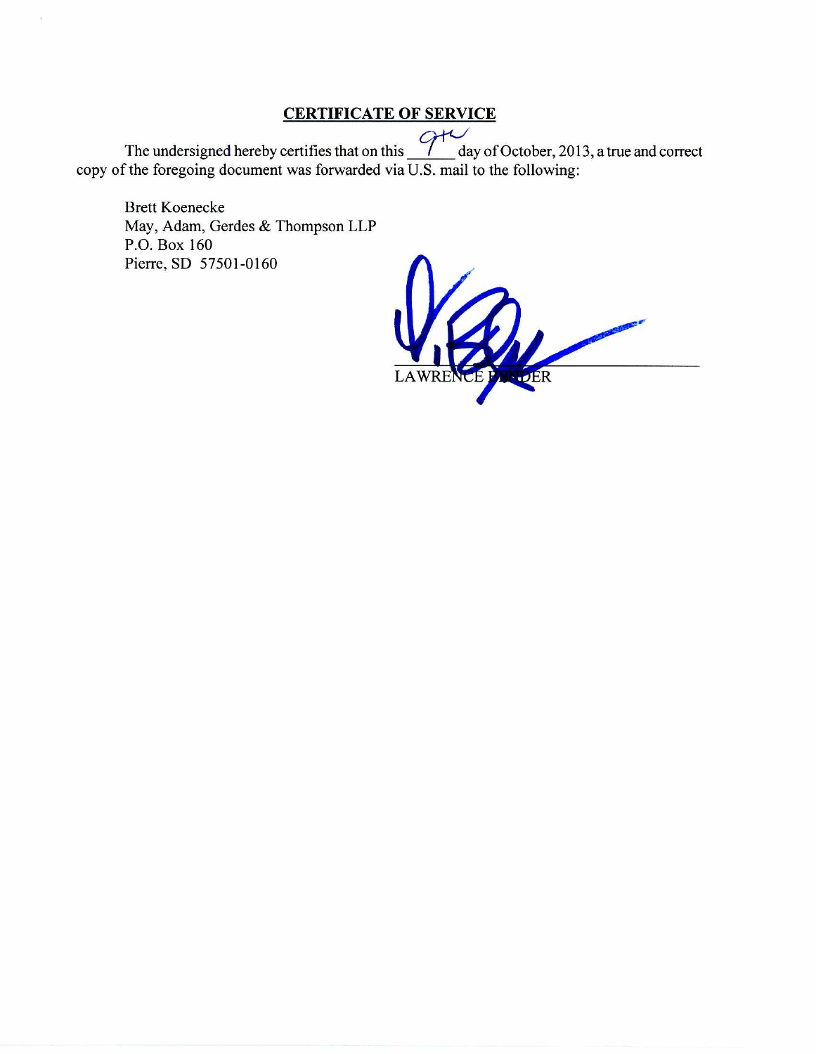**CERTIFICATE OF SERVICE**

The undersigned hereby certifies that on this 9th day of October, 2013, a true and correct copy of the foregoing document was forwarded via U.S. mail to the following:

Brett Koenecke
May, Adam, Gerdes & Thompson LLP
P.O. Box 160
Pierre, SD 57501-0160

LAWRENCE BENDER